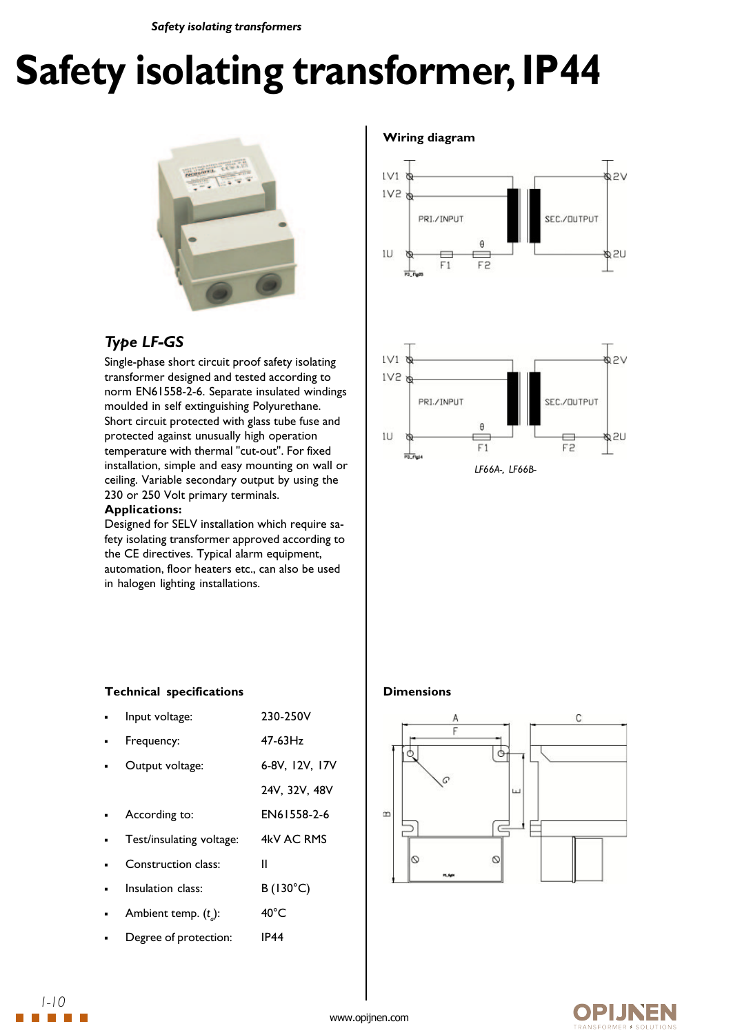# Safety isolating transformer, IP44

## Type LF-GS

Single-phase short circuit proof safety isolating transformer designed and tested according to norm EN61558-2-6. Separate insulated windings moulded in self extinguishing Polyurethane. Short circuit protected with glass tube fuse and protected against unusually high operation temperature with thermal "cut-out". For fixed installation, simple and easy mounting on wall or ceiling. Variable secondary output by using the 230 or 250 Volt primary terminals.

**Applications:**

Designed for SELV installation which require safety isolating transformer approved according to the CE directives. Typical alarm equipment, automation, floor heaters etc., can also be used in halogen lighting installations.

### Wiring diagram

1V1, 1V2, 1U — PRI./INPUT — F1, F2 — SEC./OUTPUT — 2V, 2U

1V1, 1V2, 1U — PRI./INPUT — F1 — SEC./OUTPUT — F2 — 2V, 2U

*LF66A-, LF66B-*

### Technical specifications

- Input voltage: 230-250V
- Frequency: 47-63Hz
- Output voltage: 6-8V, 12V, 17V, 24V, 32V, 48V
- According to: EN61558-2-6
- Test/insulating voltage: 4kV AC RMS
- Construction class: II
- Insulation class: B (130°C)
- Ambient temp. ($t_a$): 40°C
- Degree of protection: IP44

### Dimensions

A, F, B, E, G, C

www.opijnen.com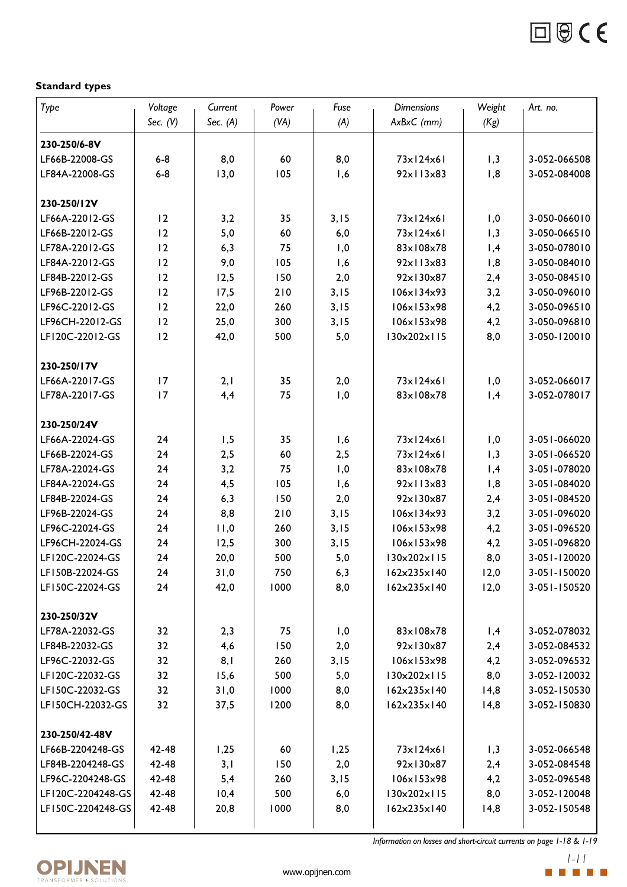## Standard types

| Type | Voltage Sec. (V) | Current Sec. (A) | Power (VA) | Fuse (A) | Dimensions AxBxC (mm) | Weight (Kg) | Art. no. |
|---|---|---|---|---|---|---|---|
| **230-250/6-8V** | | | | | | | |
| LF66B-22008-GS | 6-8 | 8,0 | 60 | 8,0 | 73x124x61 | 1,3 | 3-052-066508 |
| LF84A-22008-GS | 6-8 | 13,0 | 105 | 1,6 | 92x113x83 | 1,8 | 3-052-084008 |
| **230-250/12V** | | | | | | | |
| LF66A-22012-GS | 12 | 3,2 | 35 | 3,15 | 73x124x61 | 1,0 | 3-050-066010 |
| LF66B-22012-GS | 12 | 5,0 | 60 | 6,0 | 73x124x61 | 1,3 | 3-050-066510 |
| LF78A-22012-GS | 12 | 6,3 | 75 | 1,0 | 83x108x78 | 1,4 | 3-050-078010 |
| LF84A-22012-GS | 12 | 9,0 | 105 | 1,6 | 92x113x83 | 1,8 | 3-050-084010 |
| LF84B-22012-GS | 12 | 12,5 | 150 | 2,0 | 92x130x87 | 2,4 | 3-050-084510 |
| LF96B-22012-GS | 12 | 17,5 | 210 | 3,15 | 106x134x93 | 3,2 | 3-050-096010 |
| LF96C-22012-GS | 12 | 22,0 | 260 | 3,15 | 106x153x98 | 4,2 | 3-050-096510 |
| LF96CH-22012-GS | 12 | 25,0 | 300 | 3,15 | 106x153x98 | 4,2 | 3-050-096810 |
| LF120C-22012-GS | 12 | 42,0 | 500 | 5,0 | 130x202x115 | 8,0 | 3-050-120010 |
| **230-250/17V** | | | | | | | |
| LF66A-22017-GS | 17 | 2,1 | 35 | 2,0 | 73x124x61 | 1,0 | 3-052-066017 |
| LF78A-22017-GS | 17 | 4,4 | 75 | 1,0 | 83x108x78 | 1,4 | 3-052-078017 |
| **230-250/24V** | | | | | | | |
| LF66A-22024-GS | 24 | 1,5 | 35 | 1,6 | 73x124x61 | 1,0 | 3-051-066020 |
| LF66B-22024-GS | 24 | 2,5 | 60 | 2,5 | 73x124x61 | 1,3 | 3-051-066520 |
| LF78A-22024-GS | 24 | 3,2 | 75 | 1,0 | 83x108x78 | 1,4 | 3-051-078020 |
| LF84A-22024-GS | 24 | 4,5 | 105 | 1,6 | 92x113x83 | 1,8 | 3-051-084020 |
| LF84B-22024-GS | 24 | 6,3 | 150 | 2,0 | 92x130x87 | 2,4 | 3-051-084520 |
| LF96B-22024-GS | 24 | 8,8 | 210 | 3,15 | 106x134x93 | 3,2 | 3-051-096020 |
| LF96C-22024-GS | 24 | 11,0 | 260 | 3,15 | 106x153x98 | 4,2 | 3-051-096520 |
| LF96CH-22024-GS | 24 | 12,5 | 300 | 3,15 | 106x153x98 | 4,2 | 3-051-096820 |
| LF120C-22024-GS | 24 | 20,0 | 500 | 5,0 | 130x202x115 | 8,0 | 3-051-120020 |
| LF150B-22024-GS | 24 | 31,0 | 750 | 6,3 | 162x235x140 | 12,0 | 3-051-150020 |
| LF150C-22024-GS | 24 | 42,0 | 1000 | 8,0 | 162x235x140 | 12,0 | 3-051-150520 |
| **230-250/32V** | | | | | | | |
| LF78A-22032-GS | 32 | 2,3 | 75 | 1,0 | 83x108x78 | 1,4 | 3-052-078032 |
| LF84B-22032-GS | 32 | 4,6 | 150 | 2,0 | 92x130x87 | 2,4 | 3-052-084532 |
| LF96C-22032-GS | 32 | 8,1 | 260 | 3,15 | 106x153x98 | 4,2 | 3-052-096532 |
| LF120C-22032-GS | 32 | 15,6 | 500 | 5,0 | 130x202x115 | 8,0 | 3-052-120032 |
| LF150C-22032-GS | 32 | 31,0 | 1000 | 8,0 | 162x235x140 | 14,8 | 3-052-150530 |
| LF150CH-22032-GS | 32 | 37,5 | 1200 | 8,0 | 162x235x140 | 14,8 | 3-052-150830 |
| **230-250/42-48V** | | | | | | | |
| LF66B-2204248-GS | 42-48 | 1,25 | 60 | 1,25 | 73x124x61 | 1,3 | 3-052-066548 |
| LF84B-2204248-GS | 42-48 | 3,1 | 150 | 2,0 | 92x130x87 | 2,4 | 3-052-084548 |
| LF96C-2204248-GS | 42-48 | 5,4 | 260 | 3,15 | 106x153x98 | 4,2 | 3-052-096548 |
| LF120C-2204248-GS | 42-48 | 10,4 | 500 | 6,0 | 130x202x115 | 8,0 | 3-052-120048 |
| LF150C-2204248-GS | 42-48 | 20,8 | 1000 | 8,0 | 162x235x140 | 14,8 | 3-052-150548 |

*Information on losses and short-circuit currents on page 1-18 & 1-19*

www.opijnen.com